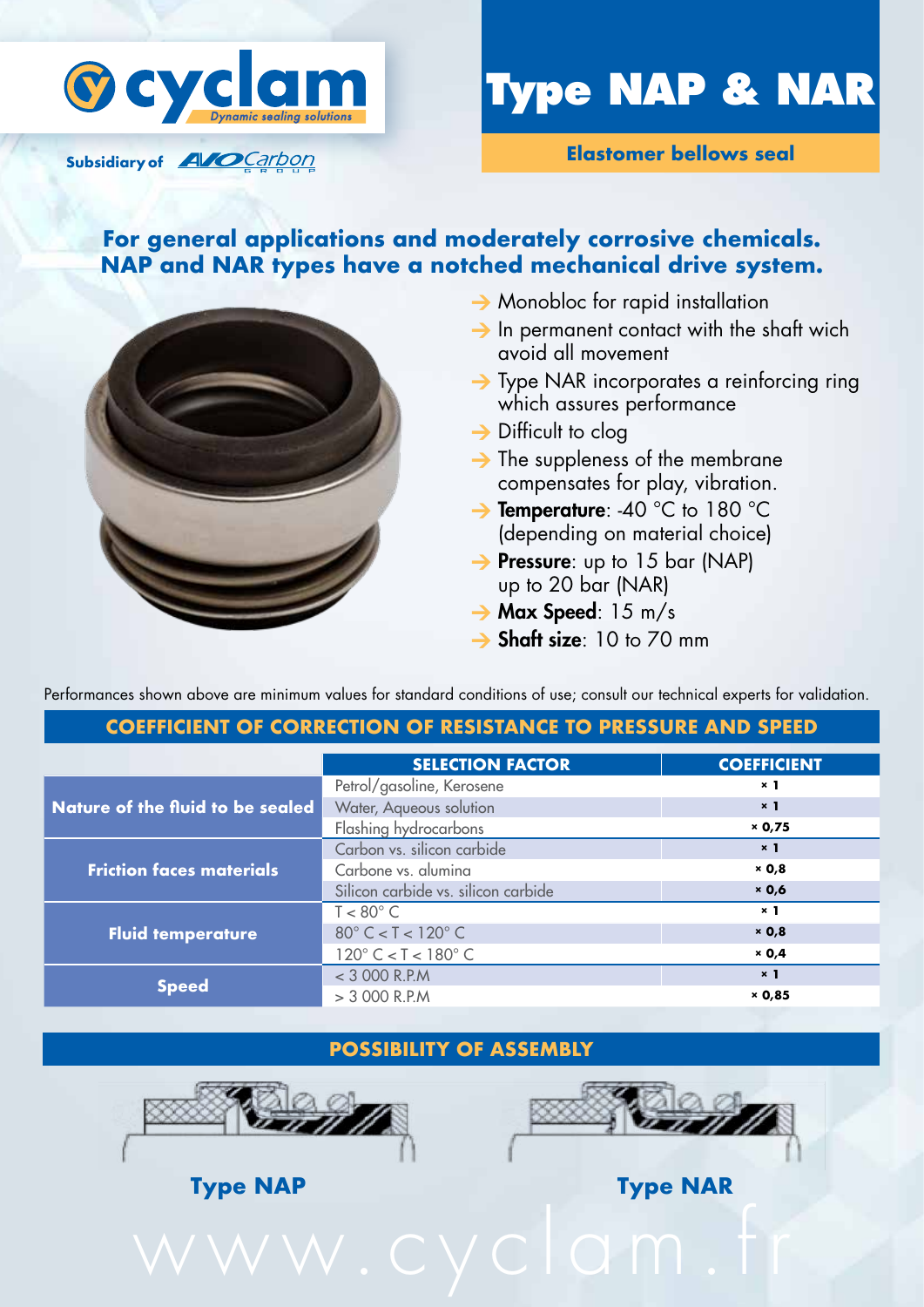# Type NAP & NAR

**Elastomer bellows seal**

Subsidiary of AVO Carbon Group

## For general applications and moderately corrosive chemicals. NAP and NAR types have a notched mechanical drive system.

- Monobloc for rapid installation
- In permanent contact with the shaft wich avoid all movement
- Type NAR incorporates a reinforcing ring which assures performance
- Difficult to clog
- The suppleness of the membrane compensates for play, vibration.
- **Temperature**: -40 °C to 180 °C (depending on material choice)
- **Pressure**: up to 15 bar (NAP) up to 20 bar (NAR)
- **Max Speed**: 15 m/s
- **Shaft size**: 10 to 70 mm

Performances shown above are minimum values for standard conditions of use; consult our technical experts for validation.

## COEFFICIENT OF CORRECTION OF RESISTANCE TO PRESSURE AND SPEED

| | SELECTION FACTOR | COEFFICIENT |
|---|---|---|
| **Nature of the fluid to be sealed** | Petrol/gasoline, Kerosene | × 1 |
| | Water, Aqueous solution | × 1 |
| | Flashing hydrocarbons | × 0,75 |
| **Friction faces materials** | Carbon vs. silicon carbide | × 1 |
| | Carbone vs. alumina | × 0,8 |
| | Silicon carbide vs. silicon carbide | × 0,6 |
| **Fluid temperature** | T < 80° C | × 1 |
| | 80° C < T < 120° C | × 0,8 |
| | 120° C < T < 180° C | × 0,4 |
| **Speed** | < 3 000 R.P.M | × 1 |
| | > 3 000 R.P.M | × 0,85 |

## POSSIBILITY OF ASSEMBLY

**Type NAP**

**Type NAR**

www.cyclam.fr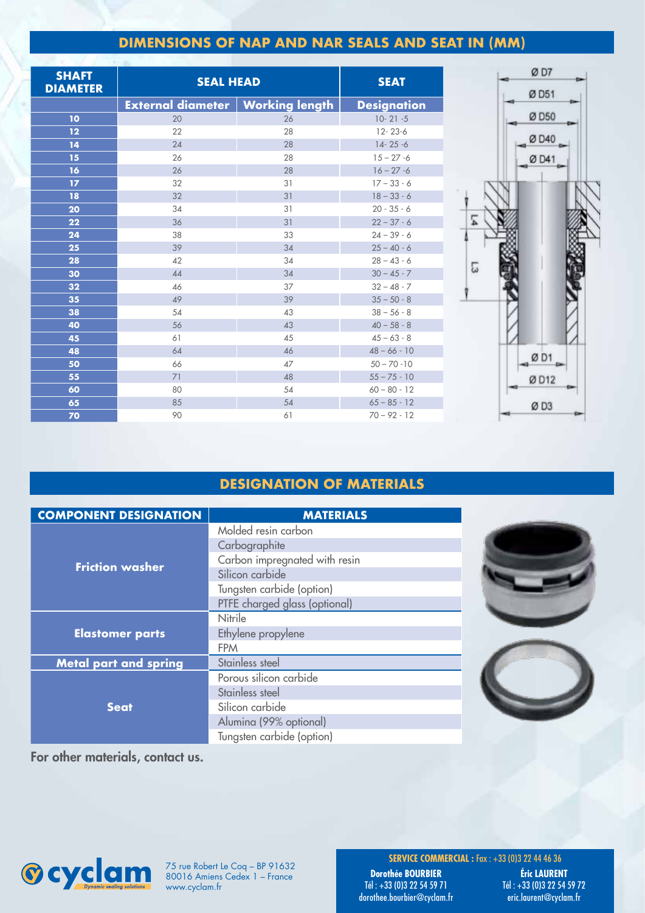## DIMENSIONS OF NAP AND NAR SEALS AND SEAT IN (MM)

| SHAFT DIAMETER | SEAL HEAD | | SEAT |
|---|---|---|---|
| | External diameter | Working length | Designation |
| 10 | 20 | 26 | 10- 21 -5 |
| 12 | 22 | 28 | 12- 23-6 |
| 14 | 24 | 28 | 14- 25 -6 |
| 15 | 26 | 28 | 15 – 27 -6 |
| 16 | 26 | 28 | 16 – 27 -6 |
| 17 | 32 | 31 | 17 – 33 - 6 |
| 18 | 32 | 31 | 18 – 33 - 6 |
| 20 | 34 | 31 | 20 - 35 - 6 |
| 22 | 36 | 31 | 22 – 37 - 6 |
| 24 | 38 | 33 | 24 – 39 - 6 |
| 25 | 39 | 34 | 25 – 40 - 6 |
| 28 | 42 | 34 | 28 – 43 - 6 |
| 30 | 44 | 34 | 30 – 45 - 7 |
| 32 | 46 | 37 | 32 – 48 - 7 |
| 35 | 49 | 39 | 35 – 50 - 8 |
| 38 | 54 | 43 | 38 – 56 - 8 |
| 40 | 56 | 43 | 40 – 58 - 8 |
| 45 | 61 | 45 | 45 – 63 - 8 |
| 48 | 64 | 46 | 48 – 66 - 10 |
| 50 | 66 | 47 | 50 – 70 -10 |
| 55 | 71 | 48 | 55 – 75 - 10 |
| 60 | 80 | 54 | 60 – 80 - 12 |
| 65 | 85 | 54 | 65 – 85 - 12 |
| 70 | 90 | 61 | 70 – 92 - 12 |

Ø D7
Ø D51
Ø D50
Ø D40
Ø D41
L4
L3
Ø D1
Ø D12
Ø D3

## DESIGNATION OF MATERIALS

| COMPONENT DESIGNATION | MATERIALS |
|---|---|
| Friction washer | Molded resin carbon |
| | Carbographite |
| | Carbon impregnated with resin |
| | Silicon carbide |
| | Tungsten carbide (option) |
| | PTFE charged glass (optional) |
| Elastomer parts | Nitrile |
| | Ethylene propylene |
| | FPM |
| Metal part and spring | Stainless steel |
| Seat | Porous silicon carbide |
| | Stainless steel |
| | Silicon carbide |
| | Alumina (99% optional) |
| | Tungsten carbide (option) |

**For other materials, contact us.**

cyclam
Dynamic sealing solutions

75 rue Robert Le Coq – BP 91632
80016 Amiens Cedex 1 – France
www.cyclam.fr

**SERVICE COMMERCIAL :** Fax : +33 (0)3 22 44 46 36

**Dorothée BOURBIER**
Tél : +33 (0)3 22 54 59 71
dorothee.bourbier@cyclam.fr

**Éric LAURENT**
Tél : +33 (0)3 22 54 59 72
eric.laurent@cyclam.fr